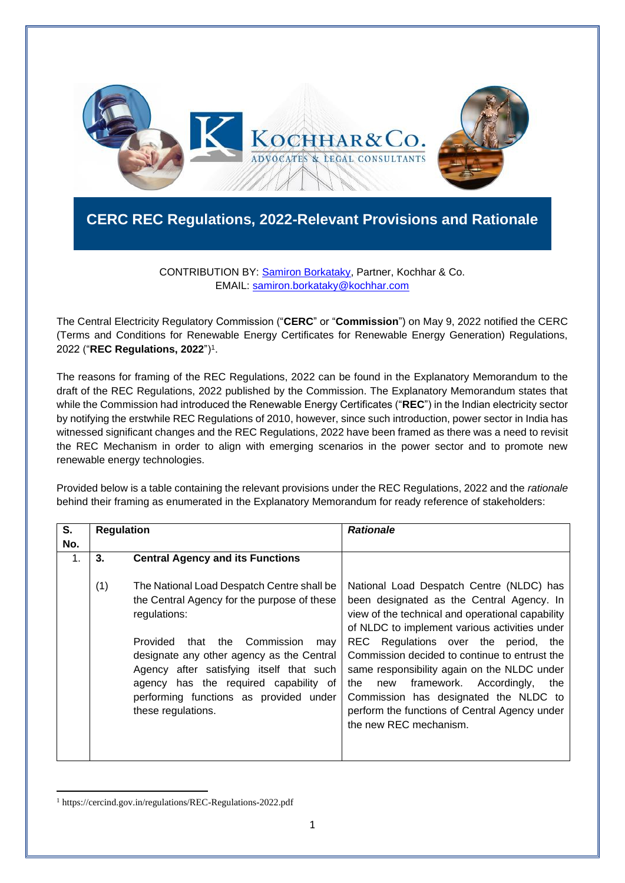# CERC REC Regulations, 2022-Relevant Provisions and Rationale

CONTRIBUTION BY: [Samiron Borkataky](#), Partner, Kochhar & Co.
EMAIL: [samiron.borkataky@kochhar.com](mailto:samiron.borkataky@kochhar.com)

The Central Electricity Regulatory Commission ("**CERC**" or "**Commission**") on May 9, 2022 notified the CERC (Terms and Conditions for Renewable Energy Certificates for Renewable Energy Generation) Regulations, 2022 ("**REC Regulations, 2022**")[1].

The reasons for framing of the REC Regulations, 2022 can be found in the Explanatory Memorandum to the draft of the REC Regulations, 2022 published by the Commission. The Explanatory Memorandum states that while the Commission had introduced the Renewable Energy Certificates ("**REC**") in the Indian electricity sector by notifying the erstwhile REC Regulations of 2010, however, since such introduction, power sector in India has witnessed significant changes and the REC Regulations, 2022 have been framed as there was a need to revisit the REC Mechanism in order to align with emerging scenarios in the power sector and to promote new renewable energy technologies.

Provided below is a table containing the relevant provisions under the REC Regulations, 2022 and the *rationale* behind their framing as enumerated in the Explanatory Memorandum for ready reference of stakeholders:

| S. No. | Regulation | *Rationale* |
|---|---|---|
| 1. | **3. Central Agency and its Functions**<br><br>(1) The National Load Despatch Centre shall be the Central Agency for the purpose of these regulations:<br><br>Provided that the Commission may designate any other agency as the Central Agency after satisfying itself that such agency has the required capability of performing functions as provided under these regulations. | National Load Despatch Centre (NLDC) has been designated as the Central Agency. In view of the technical and operational capability of NLDC to implement various activities under REC Regulations over the period, the Commission decided to continue to entrust the same responsibility again on the NLDC under the new framework. Accordingly, the Commission has designated the NLDC to perform the functions of Central Agency under the new REC mechanism. |

[1] https://cercind.gov.in/regulations/REC-Regulations-2022.pdf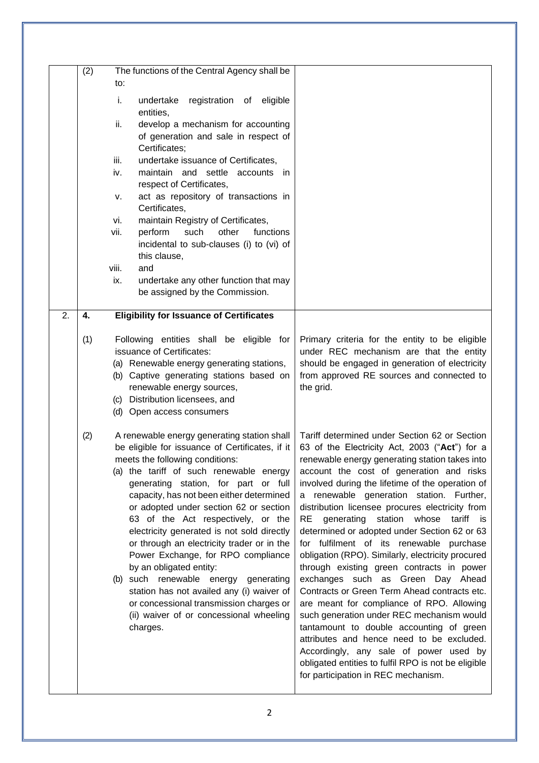| | | |
|---|---|---|
| | (2) The functions of the Central Agency shall be to:<br><br>i. undertake registration of eligible entities,<br>ii. develop a mechanism for accounting of generation and sale in respect of Certificates;<br>iii. undertake issuance of Certificates,<br>iv. maintain and settle accounts in respect of Certificates,<br>v. act as repository of transactions in Certificates,<br>vi. maintain Registry of Certificates,<br>vii. perform such other functions incidental to sub-clauses (i) to (vi) of this clause,<br>viii. and<br>ix. undertake any other function that may be assigned by the Commission. | |
| 2. | **4. Eligibility for Issuance of Certificates**<br><br>(1) Following entities shall be eligible for issuance of Certificates:<br>(a) Renewable energy generating stations,<br>(b) Captive generating stations based on renewable energy sources,<br>(c) Distribution licensees, and<br>(d) Open access consumers | Primary criteria for the entity to be eligible under REC mechanism are that the entity should be engaged in generation of electricity from approved RE sources and connected to the grid. |
| | (2) A renewable energy generating station shall be eligible for issuance of Certificates, if it meets the following conditions:<br>(a) the tariff of such renewable energy generating station, for part or full capacity, has not been either determined or adopted under section 62 or section 63 of the Act respectively, or the electricity generated is not sold directly or through an electricity trader or in the Power Exchange, for RPO compliance by an obligated entity:<br>(b) such renewable energy generating station has not availed any (i) waiver of or concessional transmission charges or (ii) waiver of or concessional wheeling charges. | Tariff determined under Section 62 or Section 63 of the Electricity Act, 2003 ("**Act**") for a renewable energy generating station takes into account the cost of generation and risks involved during the lifetime of the operation of a renewable generation station. Further, distribution licensee procures electricity from RE generating station whose tariff is determined or adopted under Section 62 or 63 for fulfilment of its renewable purchase obligation (RPO). Similarly, electricity procured through existing green contracts in power exchanges such as Green Day Ahead Contracts or Green Term Ahead contracts etc. are meant for compliance of RPO. Allowing such generation under REC mechanism would tantamount to double accounting of green attributes and hence need to be excluded. Accordingly, any sale of power used by obligated entities to fulfil RPO is not be eligible for participation in REC mechanism. |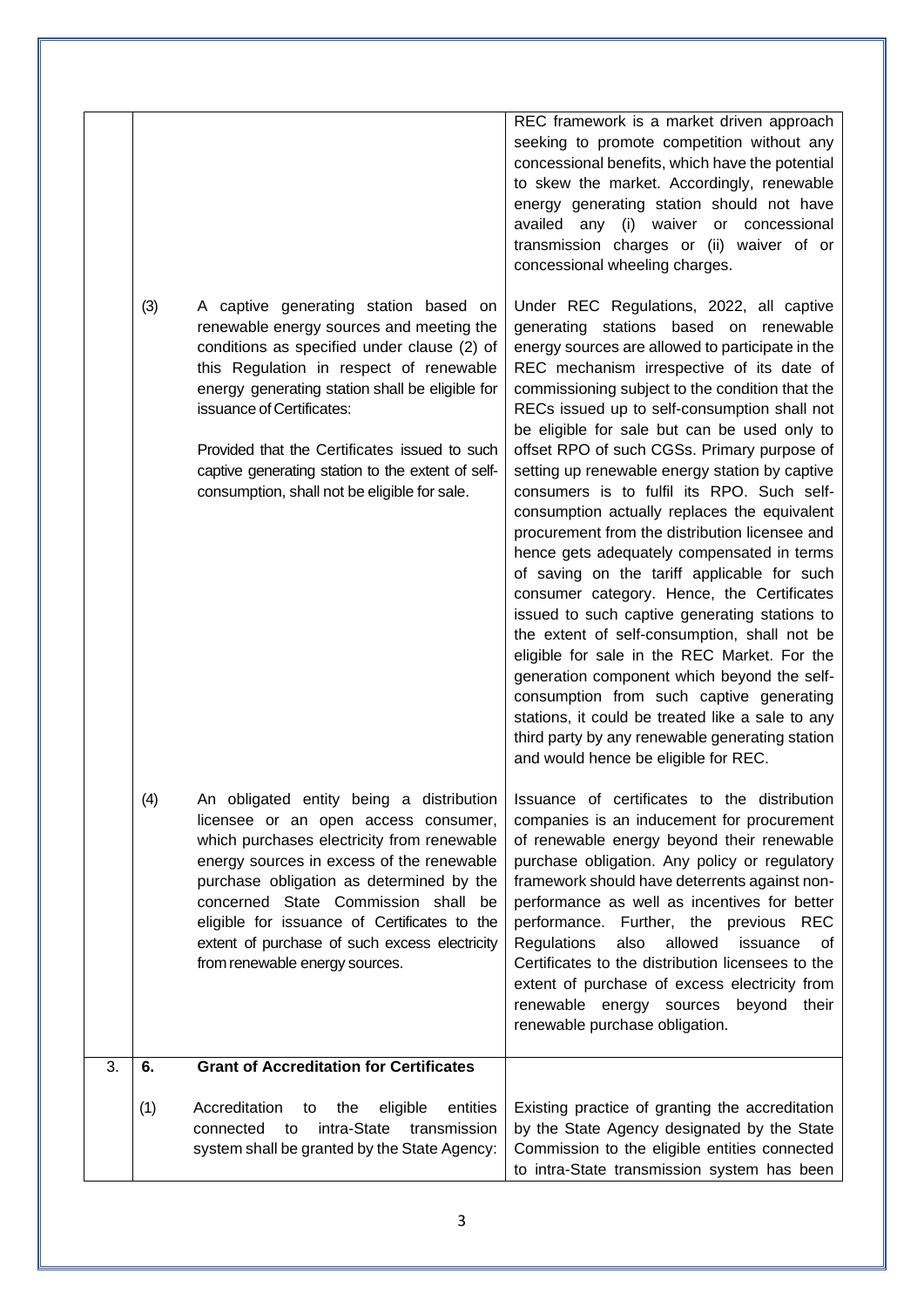| | | | |
|---|---|---|---|
| | | | REC framework is a market driven approach seeking to promote competition without any concessional benefits, which have the potential to skew the market. Accordingly, renewable energy generating station should not have availed any (i) waiver or concessional transmission charges or (ii) waiver of or concessional wheeling charges. |
| | (3) | A captive generating station based on renewable energy sources and meeting the conditions as specified under clause (2) of this Regulation in respect of renewable energy generating station shall be eligible for issuance of Certificates:<br><br>Provided that the Certificates issued to such captive generating station to the extent of self-consumption, shall not be eligible for sale. | Under REC Regulations, 2022, all captive generating stations based on renewable energy sources are allowed to participate in the REC mechanism irrespective of its date of commissioning subject to the condition that the RECs issued up to self-consumption shall not be eligible for sale but can be used only to offset RPO of such CGSs. Primary purpose of setting up renewable energy station by captive consumers is to fulfil its RPO. Such self-consumption actually replaces the equivalent procurement from the distribution licensee and hence gets adequately compensated in terms of saving on the tariff applicable for such consumer category. Hence, the Certificates issued to such captive generating stations to the extent of self-consumption, shall not be eligible for sale in the REC Market. For the generation component which beyond the self-consumption from such captive generating stations, it could be treated like a sale to any third party by any renewable generating station and would hence be eligible for REC. |
| | (4) | An obligated entity being a distribution licensee or an open access consumer, which purchases electricity from renewable energy sources in excess of the renewable purchase obligation as determined by the concerned State Commission shall be eligible for issuance of Certificates to the extent of purchase of such excess electricity from renewable energy sources. | Issuance of certificates to the distribution companies is an inducement for procurement of renewable energy beyond their renewable purchase obligation. Any policy or regulatory framework should have deterrents against non-performance as well as incentives for better performance. Further, the previous REC Regulations also allowed issuance of Certificates to the distribution licensees to the extent of purchase of excess electricity from renewable energy sources beyond their renewable purchase obligation. |
| 3. | **6.** | **Grant of Accreditation for Certificates** | |
| | (1) | Accreditation to the eligible entities connected to intra-State transmission system shall be granted by the State Agency: | Existing practice of granting the accreditation by the State Agency designated by the State Commission to the eligible entities connected to intra-State transmission system has been |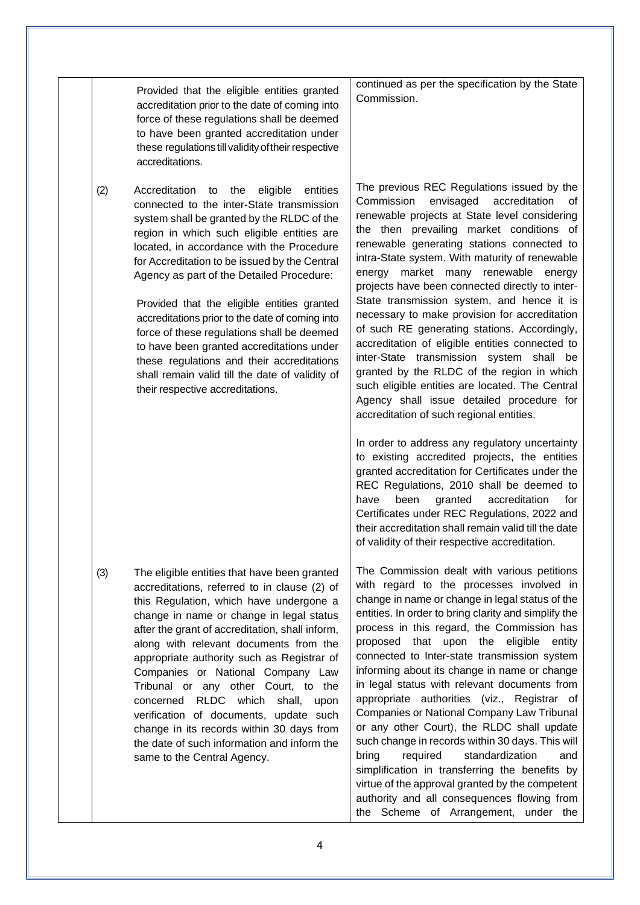| | | |
|---|---|---|
| | Provided that the eligible entities granted accreditation prior to the date of coming into force of these regulations shall be deemed to have been granted accreditation under these regulations till validity of their respective accreditations. | continued as per the specification by the State Commission. |
| | (2) Accreditation to the eligible entities connected to the inter-State transmission system shall be granted by the RLDC of the region in which such eligible entities are located, in accordance with the Procedure for Accreditation to be issued by the Central Agency as part of the Detailed Procedure:<br><br>Provided that the eligible entities granted accreditations prior to the date of coming into force of these regulations shall be deemed to have been granted accreditations under these regulations and their accreditations shall remain valid till the date of validity of their respective accreditations. | The previous REC Regulations issued by the Commission envisaged accreditation of renewable projects at State level considering the then prevailing market conditions of renewable generating stations connected to intra-State system. With maturity of renewable energy market many renewable energy projects have been connected directly to inter-State transmission system, and hence it is necessary to make provision for accreditation of such RE generating stations. Accordingly, accreditation of eligible entities connected to inter-State transmission system shall be granted by the RLDC of the region in which such eligible entities are located. The Central Agency shall issue detailed procedure for accreditation of such regional entities.<br><br>In order to address any regulatory uncertainty to existing accredited projects, the entities granted accreditation for Certificates under the REC Regulations, 2010 shall be deemed to have been granted accreditation for Certificates under REC Regulations, 2022 and their accreditation shall remain valid till the date of validity of their respective accreditation. |
| | (3) The eligible entities that have been granted accreditations, referred to in clause (2) of this Regulation, which have undergone a change in name or change in legal status after the grant of accreditation, shall inform, along with relevant documents from the appropriate authority such as Registrar of Companies or National Company Law Tribunal or any other Court, to the concerned RLDC which shall, upon verification of documents, update such change in its records within 30 days from the date of such information and inform the same to the Central Agency. | The Commission dealt with various petitions with regard to the processes involved in change in name or change in legal status of the entities. In order to bring clarity and simplify the process in this regard, the Commission has proposed that upon the eligible entity connected to Inter-state transmission system informing about its change in name or change in legal status with relevant documents from appropriate authorities (viz., Registrar of Companies or National Company Law Tribunal or any other Court), the RLDC shall update such change in records within 30 days. This will bring required standardization and simplification in transferring the benefits by virtue of the approval granted by the competent authority and all consequences flowing from the Scheme of Arrangement, under the |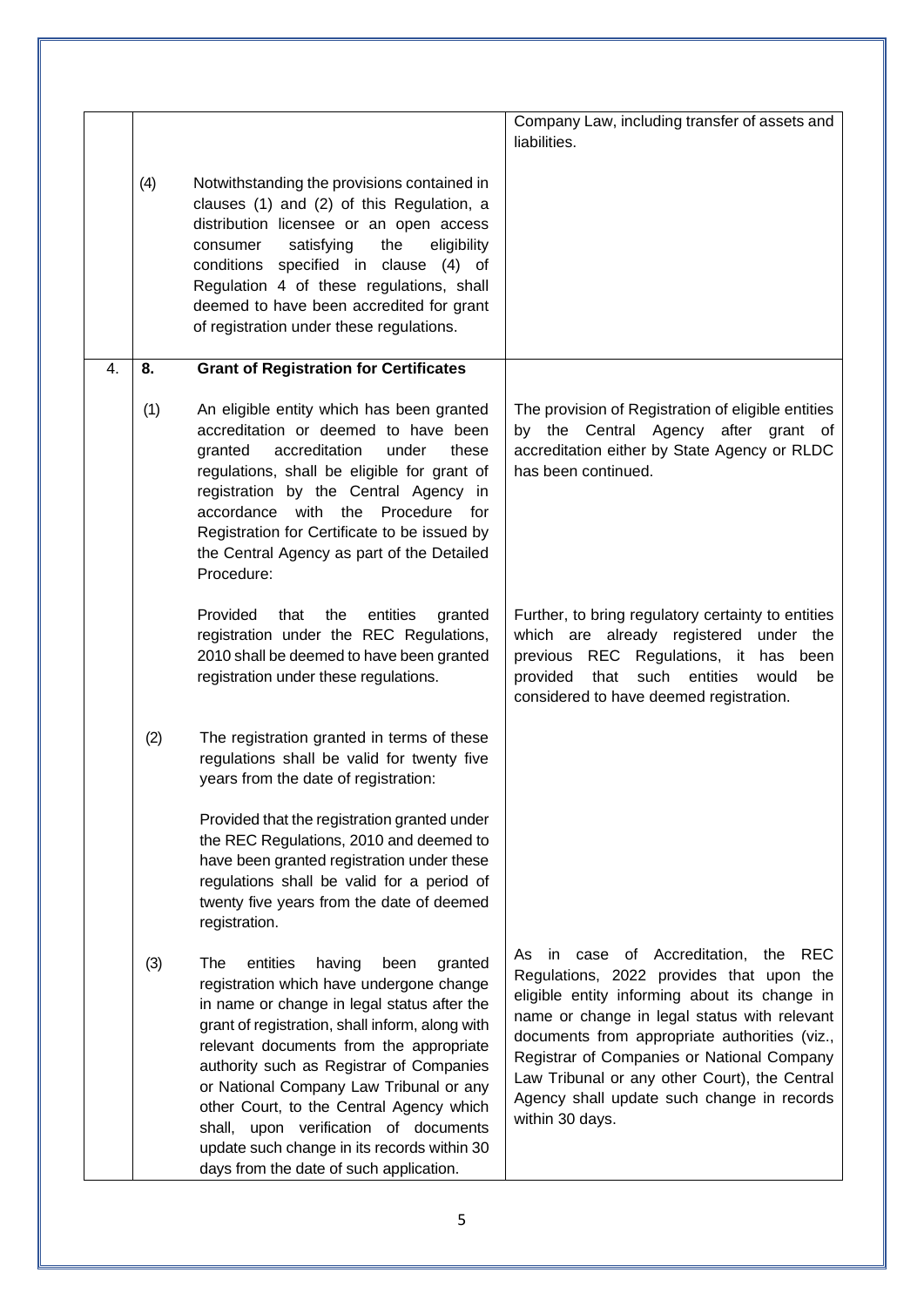| | | | |
|---|---|---|---|
| | | | Company Law, including transfer of assets and liabilities. |
| | (4) | Notwithstanding the provisions contained in clauses (1) and (2) of this Regulation, a distribution licensee or an open access consumer satisfying the eligibility conditions specified in clause (4) of Regulation 4 of these regulations, shall deemed to have been accredited for grant of registration under these regulations. | |
| 4. | **8.** | **Grant of Registration for Certificates** | |
| | (1) | An eligible entity which has been granted accreditation or deemed to have been granted accreditation under these regulations, shall be eligible for grant of registration by the Central Agency in accordance with the Procedure for Registration for Certificate to be issued by the Central Agency as part of the Detailed Procedure: | The provision of Registration of eligible entities by the Central Agency after grant of accreditation either by State Agency or RLDC has been continued. |
| | | Provided that the entities granted registration under the REC Regulations, 2010 shall be deemed to have been granted registration under these regulations. | Further, to bring regulatory certainty to entities which are already registered under the previous REC Regulations, it has been provided that such entities would be considered to have deemed registration. |
| | (2) | The registration granted in terms of these regulations shall be valid for twenty five years from the date of registration:<br><br>Provided that the registration granted under the REC Regulations, 2010 and deemed to have been granted registration under these regulations shall be valid for a period of twenty five years from the date of deemed registration. | |
| | (3) | The entities having been granted registration which have undergone change in name or change in legal status after the grant of registration, shall inform, along with relevant documents from the appropriate authority such as Registrar of Companies or National Company Law Tribunal or any other Court, to the Central Agency which shall, upon verification of documents update such change in its records within 30 days from the date of such application. | As in case of Accreditation, the REC Regulations, 2022 provides that upon the eligible entity informing about its change in name or change in legal status with relevant documents from appropriate authorities (viz., Registrar of Companies or National Company Law Tribunal or any other Court), the Central Agency shall update such change in records within 30 days. |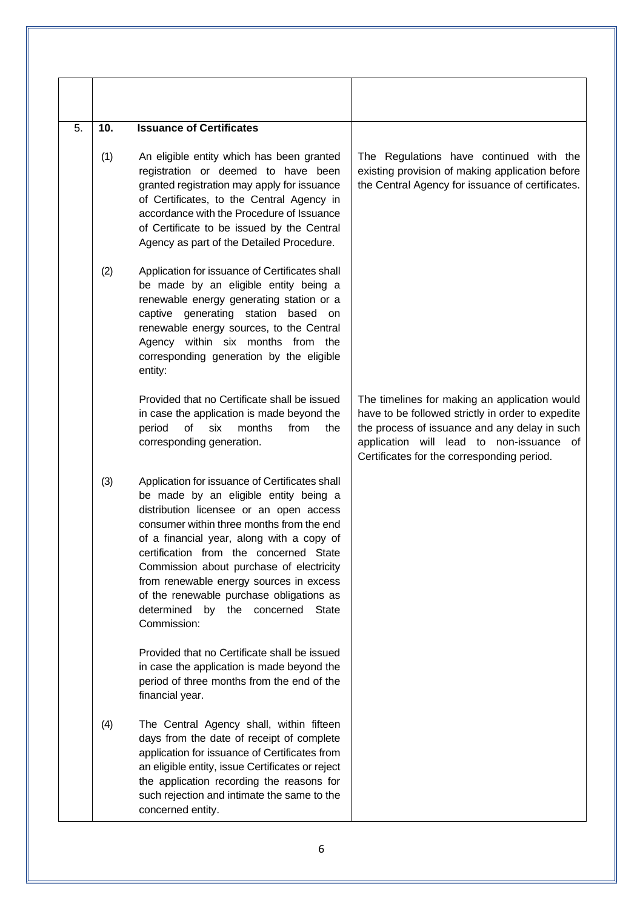| | | | |
|---|---|---|---|
| | | | |
| 5. | **10.** | **Issuance of Certificates** | |
| | (1) | An eligible entity which has been granted registration or deemed to have been granted registration may apply for issuance of Certificates, to the Central Agency in accordance with the Procedure of Issuance of Certificate to be issued by the Central Agency as part of the Detailed Procedure. | The Regulations have continued with the existing provision of making application before the Central Agency for issuance of certificates. |
| | (2) | Application for issuance of Certificates shall be made by an eligible entity being a renewable energy generating station or a captive generating station based on renewable energy sources, to the Central Agency within six months from the corresponding generation by the eligible entity: | |
| | | Provided that no Certificate shall be issued in case the application is made beyond the period of six months from the corresponding generation. | The timelines for making an application would have to be followed strictly in order to expedite the process of issuance and any delay in such application will lead to non-issuance of Certificates for the corresponding period. |
| | (3) | Application for issuance of Certificates shall be made by an eligible entity being a distribution licensee or an open access consumer within three months from the end of a financial year, along with a copy of certification from the concerned State Commission about purchase of electricity from renewable energy sources in excess of the renewable purchase obligations as determined by the concerned State Commission: | |
| | | Provided that no Certificate shall be issued in case the application is made beyond the period of three months from the end of the financial year. | |
| | (4) | The Central Agency shall, within fifteen days from the date of receipt of complete application for issuance of Certificates from an eligible entity, issue Certificates or reject the application recording the reasons for such rejection and intimate the same to the concerned entity. | |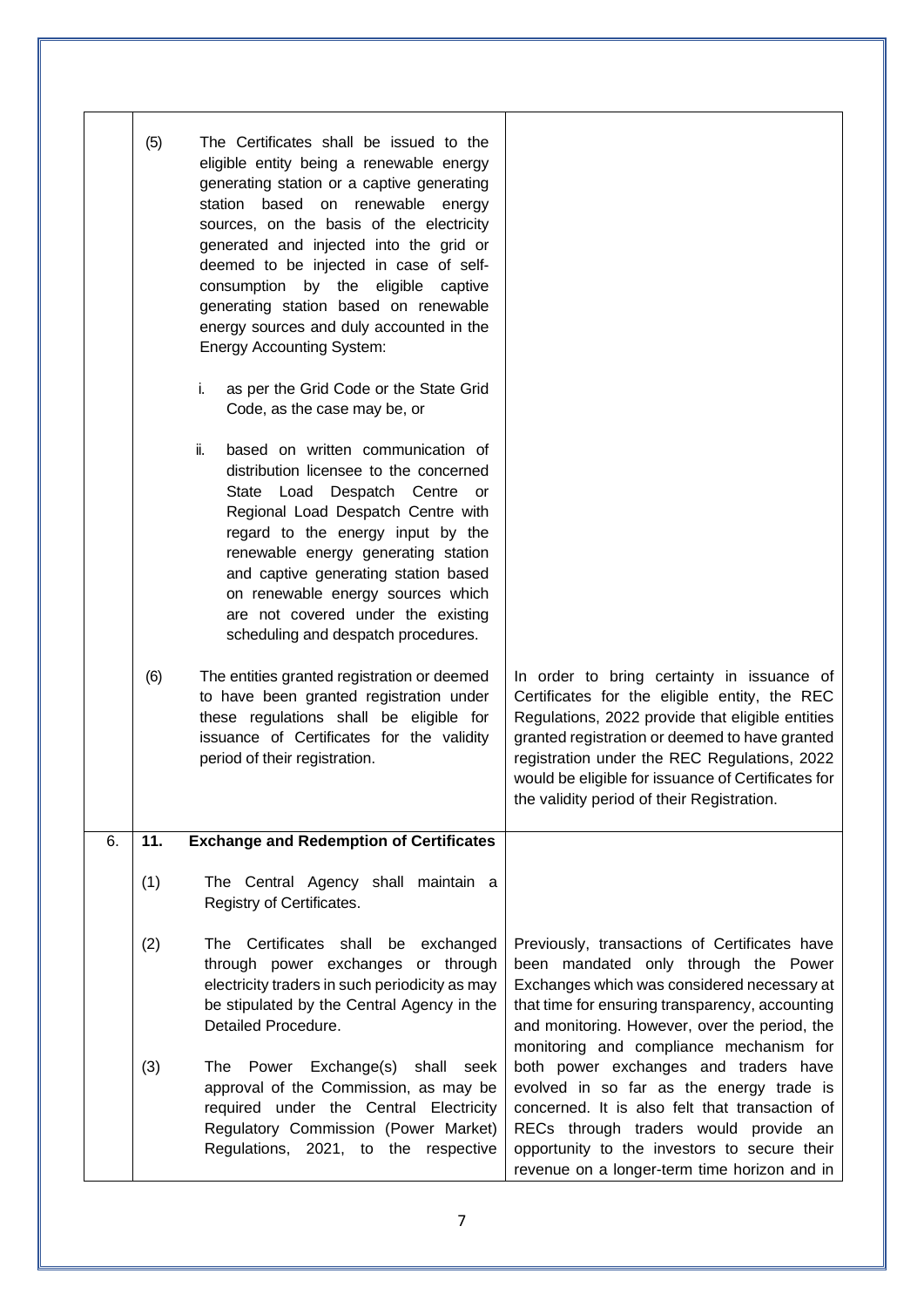| | | |
|---|---|---|
| | (5) The Certificates shall be issued to the eligible entity being a renewable energy generating station or a captive generating station based on renewable energy sources, on the basis of the electricity generated and injected into the grid or deemed to be injected in case of self-consumption by the eligible captive generating station based on renewable energy sources and duly accounted in the Energy Accounting System:<br><br>i. as per the Grid Code or the State Grid Code, as the case may be, or<br><br>ii. based on written communication of distribution licensee to the concerned State Load Despatch Centre or Regional Load Despatch Centre with regard to the energy input by the renewable energy generating station and captive generating station based on renewable energy sources which are not covered under the existing scheduling and despatch procedures. | |
| | (6) The entities granted registration or deemed to have been granted registration under these regulations shall be eligible for issuance of Certificates for the validity period of their registration. | In order to bring certainty in issuance of Certificates for the eligible entity, the REC Regulations, 2022 provide that eligible entities granted registration or deemed to have granted registration under the REC Regulations, 2022 would be eligible for issuance of Certificates for the validity period of their Registration. |
| 6. | **11. Exchange and Redemption of Certificates**<br><br>(1) The Central Agency shall maintain a Registry of Certificates.<br><br>(2) The Certificates shall be exchanged through power exchanges or through electricity traders in such periodicity as may be stipulated by the Central Agency in the Detailed Procedure.<br><br>(3) The Power Exchange(s) shall seek approval of the Commission, as may be required under the Central Electricity Regulatory Commission (Power Market) Regulations, 2021, to the respective | Previously, transactions of Certificates have been mandated only through the Power Exchanges which was considered necessary at that time for ensuring transparency, accounting and monitoring. However, over the period, the monitoring and compliance mechanism for both power exchanges and traders have evolved in so far as the energy trade is concerned. It is also felt that transaction of RECs through traders would provide an opportunity to the investors to secure their revenue on a longer-term time horizon and in |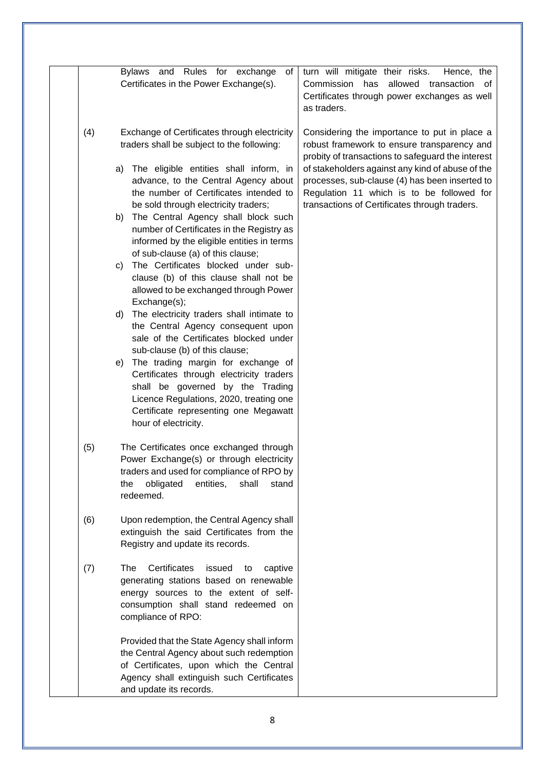| | | |
|---|---|---|
| | Bylaws and Rules for exchange of Certificates in the Power Exchange(s). | turn will mitigate their risks. Hence, the Commission has allowed transaction of Certificates through power exchanges as well as traders. |
| | (4) Exchange of Certificates through electricity traders shall be subject to the following:<br><br>a) The eligible entities shall inform, in advance, to the Central Agency about the number of Certificates intended to be sold through electricity traders;<br>b) The Central Agency shall block such number of Certificates in the Registry as informed by the eligible entities in terms of sub-clause (a) of this clause;<br>c) The Certificates blocked under sub-clause (b) of this clause shall not be allowed to be exchanged through Power Exchange(s);<br>d) The electricity traders shall intimate to the Central Agency consequent upon sale of the Certificates blocked under sub-clause (b) of this clause;<br>e) The trading margin for exchange of Certificates through electricity traders shall be governed by the Trading Licence Regulations, 2020, treating one Certificate representing one Megawatt hour of electricity. | Considering the importance to put in place a robust framework to ensure transparency and probity of transactions to safeguard the interest of stakeholders against any kind of abuse of the processes, sub-clause (4) has been inserted to Regulation 11 which is to be followed for transactions of Certificates through traders. |
| | (5) The Certificates once exchanged through Power Exchange(s) or through electricity traders and used for compliance of RPO by the obligated entities, shall stand redeemed. | |
| | (6) Upon redemption, the Central Agency shall extinguish the said Certificates from the Registry and update its records. | |
| | (7) The Certificates issued to captive generating stations based on renewable energy sources to the extent of self-consumption shall stand redeemed on compliance of RPO:<br><br>Provided that the State Agency shall inform the Central Agency about such redemption of Certificates, upon which the Central Agency shall extinguish such Certificates and update its records. | |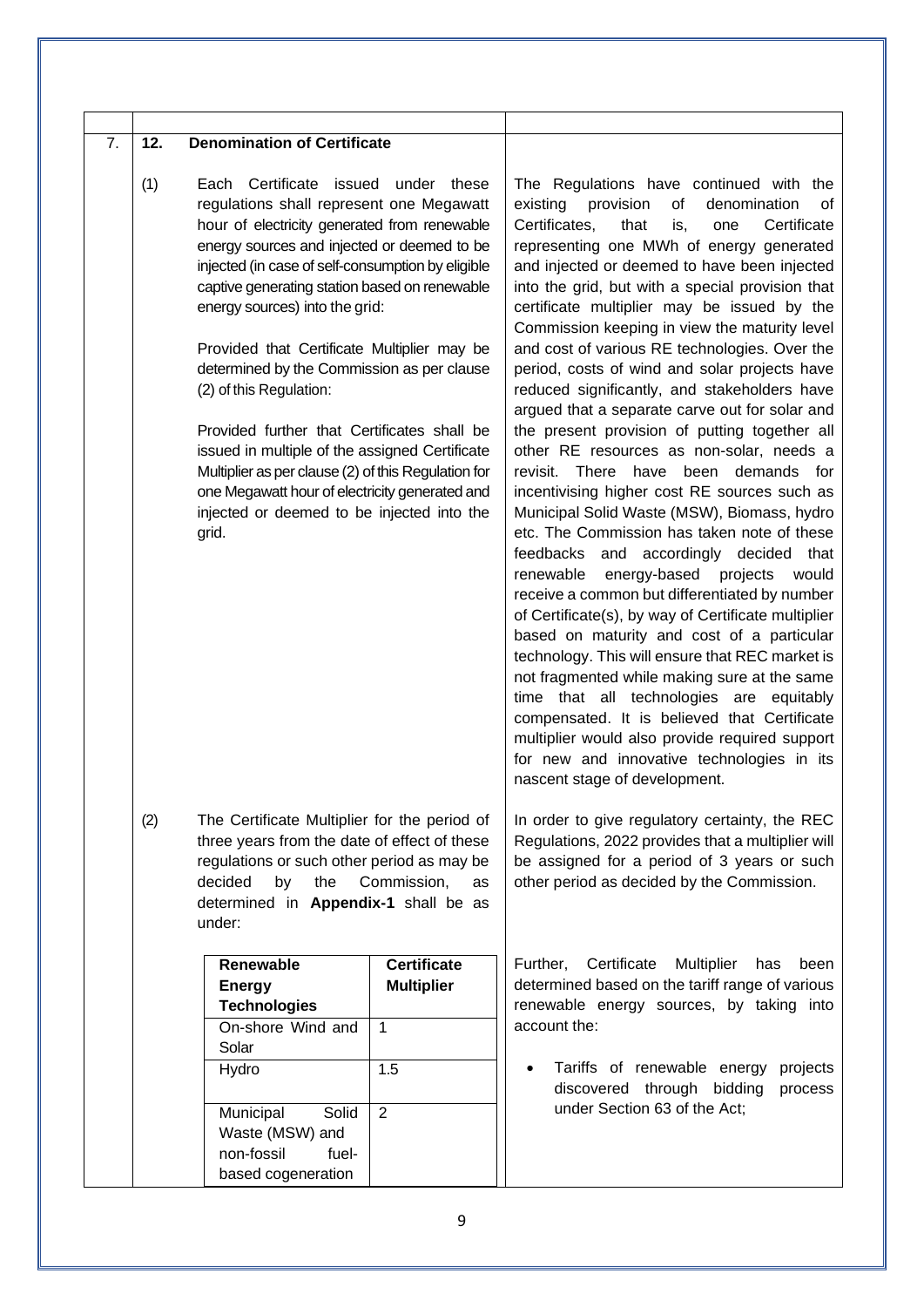| 7. | **12.** **Denomination of Certificate** | |
|---|---|---|
| | (1) Each Certificate issued under these regulations shall represent one Megawatt hour of electricity generated from renewable energy sources and injected or deemed to be injected (in case of self-consumption by eligible captive generating station based on renewable energy sources) into the grid:<br><br>Provided that Certificate Multiplier may be determined by the Commission as per clause (2) of this Regulation:<br><br>Provided further that Certificates shall be issued in multiple of the assigned Certificate Multiplier as per clause (2) of this Regulation for one Megawatt hour of electricity generated and injected or deemed to be injected into the grid. | The Regulations have continued with the existing provision of denomination of Certificates, that is, one Certificate representing one MWh of energy generated and injected or deemed to have been injected into the grid, but with a special provision that certificate multiplier may be issued by the Commission keeping in view the maturity level and cost of various RE technologies. Over the period, costs of wind and solar projects have reduced significantly, and stakeholders have argued that a separate carve out for solar and the present provision of putting together all other RE resources as non-solar, needs a revisit. There have been demands for incentivising higher cost RE sources such as Municipal Solid Waste (MSW), Biomass, hydro etc. The Commission has taken note of these feedbacks and accordingly decided that renewable energy-based projects would receive a common but differentiated by number of Certificate(s), by way of Certificate multiplier based on maturity and cost of a particular technology. This will ensure that REC market is not fragmented while making sure at the same time that all technologies are equitably compensated. It is believed that Certificate multiplier would also provide required support for new and innovative technologies in its nascent stage of development. |
| | (2) The Certificate Multiplier for the period of three years from the date of effect of these regulations or such other period as may be decided by the Commission, as determined in **Appendix-1** shall be as under: | In order to give regulatory certainty, the REC Regulations, 2022 provides that a multiplier will be assigned for a period of 3 years or such other period as decided by the Commission. |
| | | Further, Certificate Multiplier has been determined based on the tariff range of various renewable energy sources, by taking into account the:<br><br>• Tariffs of renewable energy projects discovered through bidding process under Section 63 of the Act; |

| Renewable Energy Technologies | Certificate Multiplier |
|---|---|
| On-shore Wind and Solar | 1 |
| Hydro | 1.5 |
| Municipal Solid Waste (MSW) and non-fossil fuel-based cogeneration | 2 |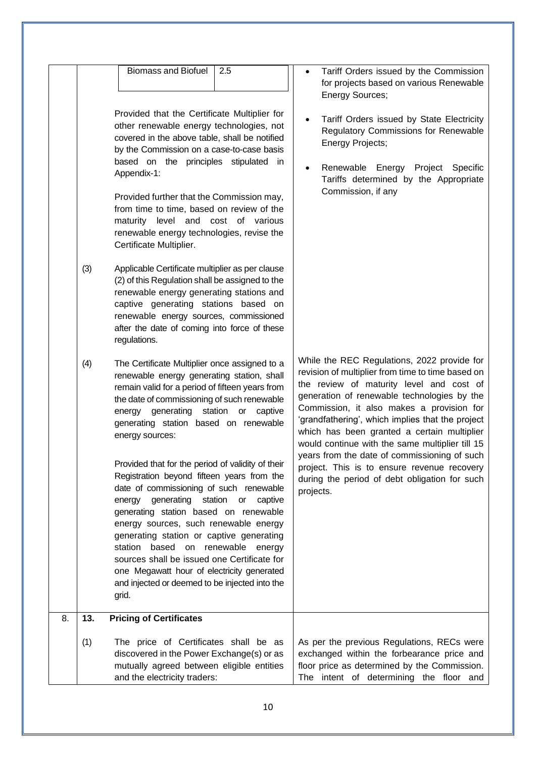| | | | |
|---|---|---|---|
| | | Biomass and Biofuel — 2.5<br><br>Provided that the Certificate Multiplier for other renewable energy technologies, not covered in the above table, shall be notified by the Commission on a case-to-case basis based on the principles stipulated in Appendix-1:<br><br>Provided further that the Commission may, from time to time, based on review of the maturity level and cost of various renewable energy technologies, revise the Certificate Multiplier. | • Tariff Orders issued by the Commission for projects based on various Renewable Energy Sources;<br>• Tariff Orders issued by State Electricity Regulatory Commissions for Renewable Energy Projects;<br>• Renewable Energy Project Specific Tariffs determined by the Appropriate Commission, if any |
| | (3) | Applicable Certificate multiplier as per clause (2) of this Regulation shall be assigned to the renewable energy generating stations and captive generating stations based on renewable energy sources, commissioned after the date of coming into force of these regulations. | |
| | (4) | The Certificate Multiplier once assigned to a renewable energy generating station, shall remain valid for a period of fifteen years from the date of commissioning of such renewable energy generating station or captive generating station based on renewable energy sources:<br><br>Provided that for the period of validity of their Registration beyond fifteen years from the date of commissioning of such renewable energy generating station or captive generating station based on renewable energy sources, such renewable energy generating station or captive generating station based on renewable energy sources shall be issued one Certificate for one Megawatt hour of electricity generated and injected or deemed to be injected into the grid. | While the REC Regulations, 2022 provide for revision of multiplier from time to time based on the review of maturity level and cost of generation of renewable technologies by the Commission, it also makes a provision for 'grandfathering', which implies that the project which has been granted a certain multiplier would continue with the same multiplier till 15 years from the date of commissioning of such project. This is to ensure revenue recovery during the period of debt obligation for such projects. |
| 8. | **13.** | **Pricing of Certificates** | |
| | (1) | The price of Certificates shall be as discovered in the Power Exchange(s) or as mutually agreed between eligible entities and the electricity traders: | As per the previous Regulations, RECs were exchanged within the forbearance price and floor price as determined by the Commission. The intent of determining the floor and |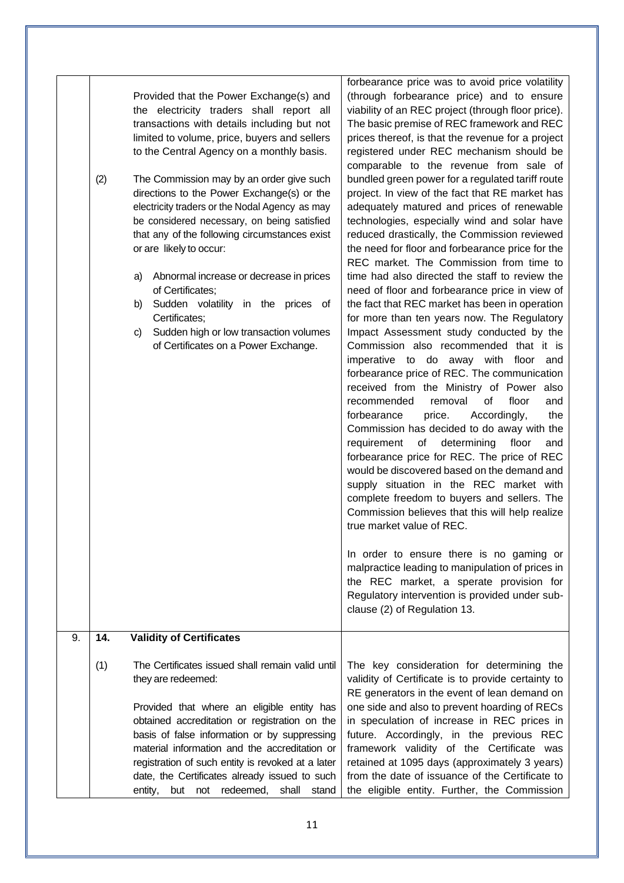| | | | |
|---|---|---|---|
| | | Provided that the Power Exchange(s) and the electricity traders shall report all transactions with details including but not limited to volume, price, buyers and sellers to the Central Agency on a monthly basis.<br><br>(2) The Commission may by an order give such directions to the Power Exchange(s) or the electricity traders or the Nodal Agency as may be considered necessary, on being satisfied that any of the following circumstances exist or are likely to occur:<br><br>a) Abnormal increase or decrease in prices of Certificates;<br>b) Sudden volatility in the prices of Certificates;<br>c) Sudden high or low transaction volumes of Certificates on a Power Exchange. | forbearance price was to avoid price volatility (through forbearance price) and to ensure viability of an REC project (through floor price). The basic premise of REC framework and REC prices thereof, is that the revenue for a project registered under REC mechanism should be comparable to the revenue from sale of bundled green power for a regulated tariff route project. In view of the fact that RE market has adequately matured and prices of renewable technologies, especially wind and solar have reduced drastically, the Commission reviewed the need for floor and forbearance price for the REC market. The Commission from time to time had also directed the staff to review the need of floor and forbearance price in view of the fact that REC market has been in operation for more than ten years now. The Regulatory Impact Assessment study conducted by the Commission also recommended that it is imperative to do away with floor and forbearance price of REC. The communication received from the Ministry of Power also recommended removal of floor and forbearance price. Accordingly, the Commission has decided to do away with the requirement of determining floor and forbearance price for REC. The price of REC would be discovered based on the demand and supply situation in the REC market with complete freedom to buyers and sellers. The Commission believes that this will help realize true market value of REC.<br><br>In order to ensure there is no gaming or malpractice leading to manipulation of prices in the REC market, a sperate provision for Regulatory intervention is provided under sub-clause (2) of Regulation 13. |
| 9. | **14.** | **Validity of Certificates** | |
| | (1) | The Certificates issued shall remain valid until they are redeemed:<br><br>Provided that where an eligible entity has obtained accreditation or registration on the basis of false information or by suppressing material information and the accreditation or registration of such entity is revoked at a later date, the Certificates already issued to such entity, but not redeemed, shall stand | The key consideration for determining the validity of Certificate is to provide certainty to RE generators in the event of lean demand on one side and also to prevent hoarding of RECs in speculation of increase in REC prices in future. Accordingly, in the previous REC framework validity of the Certificate was retained at 1095 days (approximately 3 years) from the date of issuance of the Certificate to the eligible entity. Further, the Commission |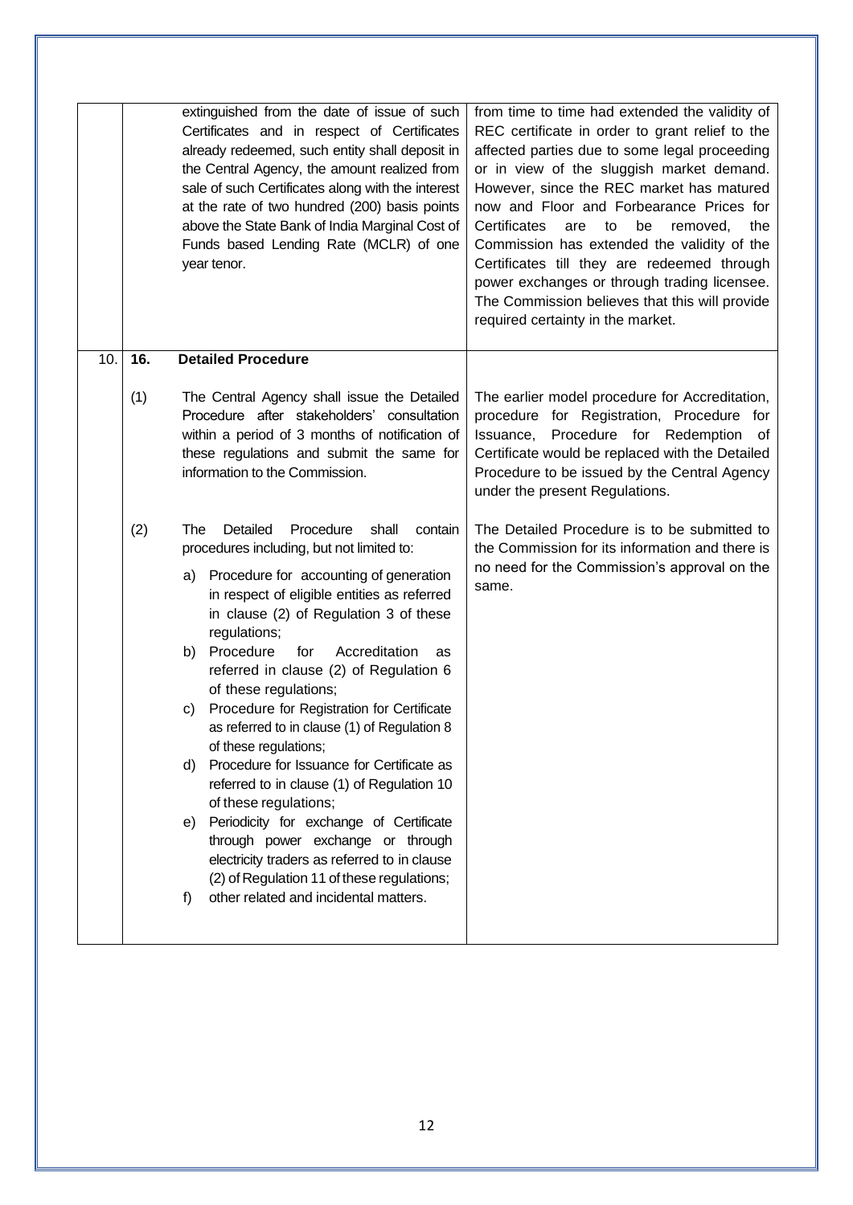| | | | |
|---|---|---|---|
| | | extinguished from the date of issue of such Certificates and in respect of Certificates already redeemed, such entity shall deposit in the Central Agency, the amount realized from sale of such Certificates along with the interest at the rate of two hundred (200) basis points above the State Bank of India Marginal Cost of Funds based Lending Rate (MCLR) of one year tenor. | from time to time had extended the validity of REC certificate in order to grant relief to the affected parties due to some legal proceeding or in view of the sluggish market demand. However, since the REC market has matured now and Floor and Forbearance Prices for Certificates are to be removed, the Commission has extended the validity of the Certificates till they are redeemed through power exchanges or through trading licensee. The Commission believes that this will provide required certainty in the market. |
| 10. | **16.** | **Detailed Procedure** | |
| | (1) | The Central Agency shall issue the Detailed Procedure after stakeholders' consultation within a period of 3 months of notification of these regulations and submit the same for information to the Commission. | The earlier model procedure for Accreditation, procedure for Registration, Procedure for Issuance, Procedure for Redemption of Certificate would be replaced with the Detailed Procedure to be issued by the Central Agency under the present Regulations. |
| | (2) | The Detailed Procedure shall contain procedures including, but not limited to:<br>a) Procedure for accounting of generation in respect of eligible entities as referred in clause (2) of Regulation 3 of these regulations;<br>b) Procedure for Accreditation as referred in clause (2) of Regulation 6 of these regulations;<br>c) Procedure for Registration for Certificate as referred to in clause (1) of Regulation 8 of these regulations;<br>d) Procedure for Issuance for Certificate as referred to in clause (1) of Regulation 10 of these regulations;<br>e) Periodicity for exchange of Certificate through power exchange or through electricity traders as referred to in clause (2) of Regulation 11 of these regulations;<br>f) other related and incidental matters. | The Detailed Procedure is to be submitted to the Commission for its information and there is no need for the Commission's approval on the same. |